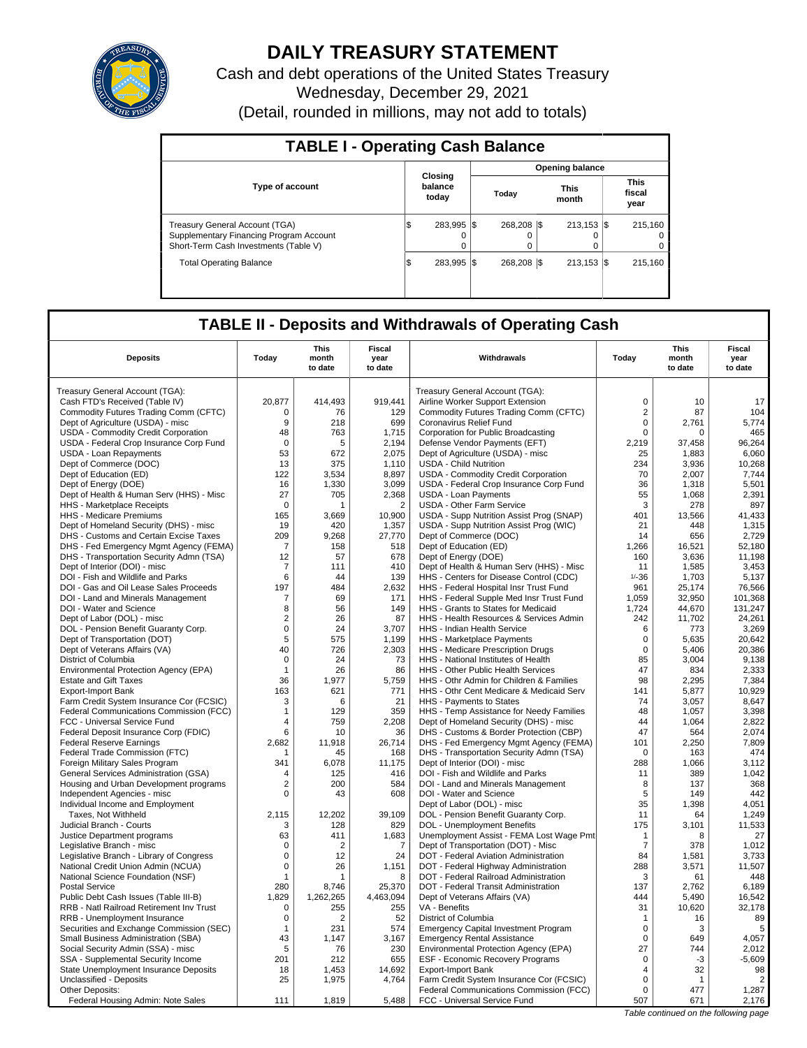# DAILY TREASURY STATEMENT

Cash and debt operations of the United States Treasury

Wednesday, December 29, 2021

(Detail, rounded in millions, may not add to totals)

## TABLE I - Operating Cash Balance

| Type of account | Closing balance today | Opening balance Today | Opening balance This month | Opening balance This fiscal year |
|---|---|---|---|---|
| Treasury General Account (TGA) | $ 283,995 | $ 268,208 | $ 213,153 | $ 215,160 |
| Supplementary Financing Program Account | 0 | 0 | 0 | 0 |
| Short-Term Cash Investments (Table V) | 0 | 0 | 0 | 0 |
| Total Operating Balance | $ 283,995 | $ 268,208 | $ 213,153 | $ 215,160 |

## TABLE II - Deposits and Withdrawals of Operating Cash

| Deposits | Today | This month to date | Fiscal year to date | Withdrawals | Today | This month to date | Fiscal year to date |
|---|---|---|---|---|---|---|---|
| Treasury General Account (TGA): | | | | Treasury General Account (TGA): | | | |
| Cash FTD's Received (Table IV) | 20,877 | 414,493 | 919,441 | Airline Worker Support Extension | 0 | 10 | 17 |
| Commodity Futures Trading Comm (CFTC) | 0 | 76 | 129 | Commodity Futures Trading Comm (CFTC) | 2 | 87 | 104 |
| Dept of Agriculture (USDA) - misc | 9 | 218 | 699 | Coronavirus Relief Fund | 0 | 2,761 | 5,774 |
| USDA - Commodity Credit Corporation | 48 | 763 | 1,715 | Corporation for Public Broadcasting | 0 | 0 | 465 |
| USDA - Federal Crop Insurance Corp Fund | 0 | 5 | 2,194 | Defense Vendor Payments (EFT) | 2,219 | 37,458 | 96,264 |
| USDA - Loan Repayments | 53 | 672 | 2,075 | Dept of Agriculture (USDA) - misc | 25 | 1,883 | 6,060 |
| Dept of Commerce (DOC) | 13 | 375 | 1,110 | USDA - Child Nutrition | 234 | 3,936 | 10,268 |
| Dept of Education (ED) | 122 | 3,534 | 8,897 | USDA - Commodity Credit Corporation | 70 | 2,007 | 7,744 |
| Dept of Energy (DOE) | 16 | 1,330 | 3,099 | USDA - Federal Crop Insurance Corp Fund | 36 | 1,318 | 5,501 |
| Dept of Health & Human Serv (HHS) - Misc | 27 | 705 | 2,368 | USDA - Loan Payments | 55 | 1,068 | 2,391 |
| HHS - Marketplace Receipts | 0 | 1 | 2 | USDA - Other Farm Service | 3 | 278 | 897 |
| HHS - Medicare Premiums | 165 | 3,669 | 10,900 | USDA - Supp Nutrition Assist Prog (SNAP) | 401 | 13,566 | 41,433 |
| Dept of Homeland Security (DHS) - misc | 19 | 420 | 1,357 | USDA - Supp Nutrition Assist Prog (WIC) | 21 | 448 | 1,315 |
| DHS - Customs and Certain Excise Taxes | 209 | 9,268 | 27,770 | Dept of Commerce (DOC) | 14 | 656 | 2,729 |
| DHS - Fed Emergency Mgmt Agency (FEMA) | 7 | 158 | 518 | Dept of Education (ED) | 1,266 | 16,521 | 52,180 |
| DHS - Transportation Security Admn (TSA) | 12 | 57 | 678 | Dept of Energy (DOE) | 160 | 3,636 | 11,198 |
| Dept of Interior (DOI) - misc | 7 | 111 | 410 | Dept of Health & Human Serv (HHS) - Misc | 11 | 1,585 | 3,453 |
| DOI - Fish and Wildlife and Parks | 6 | 44 | 139 | HHS - Centers for Disease Control (CDC) | 1/-36 | 1,703 | 5,137 |
| DOI - Gas and Oil Lease Sales Proceeds | 197 | 484 | 2,632 | HHS - Federal Hospital Insr Trust Fund | 961 | 25,174 | 76,566 |
| DOI - Land and Minerals Management | 7 | 69 | 171 | HHS - Federal Supple Med Insr Trust Fund | 1,059 | 32,950 | 101,368 |
| DOI - Water and Science | 8 | 56 | 149 | HHS - Grants to States for Medicaid | 1,724 | 44,670 | 131,247 |
| Dept of Labor (DOL) - misc | 2 | 26 | 87 | HHS - Health Resources & Services Admin | 242 | 11,702 | 24,261 |
| DOL - Pension Benefit Guaranty Corp. | 0 | 24 | 3,707 | HHS - Indian Health Service | 6 | 773 | 3,269 |
| Dept of Transportation (DOT) | 5 | 575 | 1,199 | HHS - Marketplace Payments | 0 | 5,635 | 20,642 |
| Dept of Veterans Affairs (VA) | 40 | 726 | 2,303 | HHS - Medicare Prescription Drugs | 0 | 5,406 | 20,386 |
| District of Columbia | 0 | 24 | 73 | HHS - National Institutes of Health | 85 | 3,004 | 9,138 |
| Environmental Protection Agency (EPA) | 1 | 26 | 86 | HHS - Other Public Health Services | 47 | 834 | 2,333 |
| Estate and Gift Taxes | 36 | 1,977 | 5,759 | HHS - Othr Admin for Children & Families | 98 | 2,295 | 7,384 |
| Export-Import Bank | 163 | 621 | 771 | HHS - Othr Cent Medicare & Medicaid Serv | 141 | 5,877 | 10,929 |
| Farm Credit System Insurance Cor (FCSIC) | 3 | 6 | 21 | HHS - Payments to States | 74 | 3,057 | 8,647 |
| Federal Communications Commission (FCC) | 1 | 129 | 359 | HHS - Temp Assistance for Needy Families | 48 | 1,057 | 3,398 |
| FCC - Universal Service Fund | 4 | 759 | 2,208 | Dept of Homeland Security (DHS) - misc | 44 | 1,064 | 2,822 |
| Federal Deposit Insurance Corp (FDIC) | 6 | 10 | 36 | DHS - Customs & Border Protection (CBP) | 47 | 564 | 2,074 |
| Federal Reserve Earnings | 2,682 | 11,918 | 26,714 | DHS - Fed Emergency Mgmt Agency (FEMA) | 101 | 2,250 | 7,809 |
| Federal Trade Commission (FTC) | 1 | 45 | 168 | DHS - Transportation Security Admn (TSA) | 0 | 163 | 474 |
| Foreign Military Sales Program | 341 | 6,078 | 11,175 | Dept of Interior (DOI) - misc | 288 | 1,066 | 3,112 |
| General Services Administration (GSA) | 4 | 125 | 416 | DOI - Fish and Wildlife and Parks | 11 | 389 | 1,042 |
| Housing and Urban Development programs | 2 | 200 | 584 | DOI - Land and Minerals Management | 8 | 137 | 368 |
| Independent Agencies - misc | 0 | 43 | 608 | DOI - Water and Science | 5 | 149 | 442 |
| Individual Income and Employment | | | | Dept of Labor (DOL) - misc | 35 | 1,398 | 4,051 |
| Taxes, Not Withheld | 2,115 | 12,202 | 39,109 | DOL - Pension Benefit Guaranty Corp. | 11 | 64 | 1,249 |
| Judicial Branch - Courts | 3 | 128 | 829 | DOL - Unemployment Benefits | 175 | 3,101 | 11,533 |
| Justice Department programs | 63 | 411 | 1,683 | Unemployment Assist - FEMA Lost Wage Pmt | 1 | 8 | 27 |
| Legislative Branch - misc | 0 | 2 | 7 | Dept of Transportation (DOT) - Misc | 7 | 378 | 1,012 |
| Legislative Branch - Library of Congress | 0 | 12 | 24 | DOT - Federal Aviation Administration | 84 | 1,581 | 3,733 |
| National Credit Union Admin (NCUA) | 0 | 26 | 1,151 | DOT - Federal Highway Administration | 288 | 3,571 | 11,507 |
| National Science Foundation (NSF) | 1 | 1 | 8 | DOT - Federal Railroad Administration | 3 | 61 | 448 |
| Postal Service | 280 | 8,746 | 25,370 | DOT - Federal Transit Administration | 137 | 2,762 | 6,189 |
| Public Debt Cash Issues (Table III-B) | 1,829 | 1,262,265 | 4,463,094 | Dept of Veterans Affairs (VA) | 444 | 5,490 | 16,542 |
| RRB - Natl Railroad Retirement Inv Trust | 0 | 255 | 255 | VA - Benefits | 31 | 10,620 | 32,178 |
| RRB - Unemployment Insurance | 0 | 2 | 52 | District of Columbia | 1 | 16 | 89 |
| Securities and Exchange Commission (SEC) | 1 | 231 | 574 | Emergency Capital Investment Program | 0 | 3 | 5 |
| Small Business Administration (SBA) | 43 | 1,147 | 3,167 | Emergency Rental Assistance | 0 | 649 | 4,057 |
| Social Security Admin (SSA) - misc | 5 | 76 | 230 | Environmental Protection Agency (EPA) | 27 | 744 | 2,012 |
| SSA - Supplemental Security Income | 201 | 212 | 655 | ESF - Economic Recovery Programs | 0 | -3 | -5,609 |
| State Unemployment Insurance Deposits | 18 | 1,453 | 14,692 | Export-Import Bank | 4 | 32 | 98 |
| Unclassified - Deposits | 25 | 1,975 | 4,764 | Farm Credit System Insurance Cor (FCSIC) | 0 | 1 | 2 |
| Other Deposits: | | | | Federal Communications Commission (FCC) | 0 | 477 | 1,287 |
| Federal Housing Admin: Note Sales | 111 | 1,819 | 5,488 | FCC - Universal Service Fund | 507 | 671 | 2,176 |

*Table continued on the following page*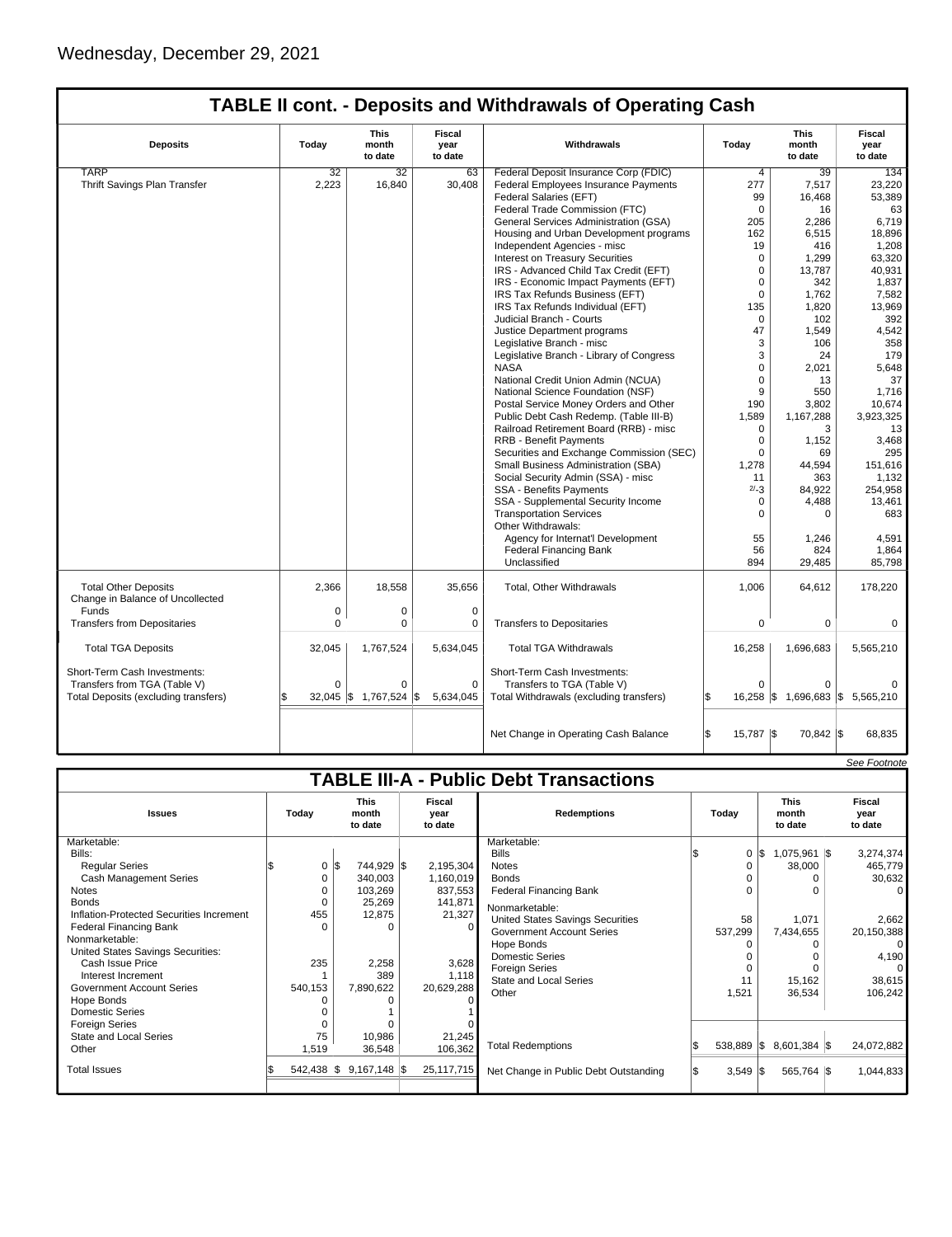Wednesday, December 29, 2021

## TABLE II cont. - Deposits and Withdrawals of Operating Cash

| Deposits | Today | This month to date | Fiscal year to date | Withdrawals | Today | This month to date | Fiscal year to date |
|---|---|---|---|---|---|---|---|
| TARP | 32 | 32 | 63 | Federal Deposit Insurance Corp (FDIC) | 4 | 39 | 134 |
| Thrift Savings Plan Transfer | 2,223 | 16,840 | 30,408 | Federal Employees Insurance Payments | 277 | 7,517 | 23,220 |
| | | | | Federal Salaries (EFT) | 99 | 16,468 | 53,389 |
| | | | | Federal Trade Commission (FTC) | 0 | 16 | 63 |
| | | | | General Services Administration (GSA) | 205 | 2,286 | 6,719 |
| | | | | Housing and Urban Development programs | 162 | 6,515 | 18,896 |
| | | | | Independent Agencies - misc | 19 | 416 | 1,208 |
| | | | | Interest on Treasury Securities | 0 | 1,299 | 63,320 |
| | | | | IRS - Advanced Child Tax Credit (EFT) | 0 | 13,787 | 40,931 |
| | | | | IRS - Economic Impact Payments (EFT) | 0 | 342 | 1,837 |
| | | | | IRS Tax Refunds Business (EFT) | 0 | 1,762 | 7,582 |
| | | | | IRS Tax Refunds Individual (EFT) | 135 | 1,820 | 13,969 |
| | | | | Judicial Branch - Courts | 0 | 102 | 392 |
| | | | | Justice Department programs | 47 | 1,549 | 4,542 |
| | | | | Legislative Branch - misc | 3 | 106 | 358 |
| | | | | Legislative Branch - Library of Congress | 3 | 24 | 179 |
| | | | | NASA | 0 | 2,021 | 5,648 |
| | | | | National Credit Union Admin (NCUA) | 0 | 13 | 37 |
| | | | | National Science Foundation (NSF) | 9 | 550 | 1,716 |
| | | | | Postal Service Money Orders and Other | 190 | 3,802 | 10,674 |
| | | | | Public Debt Cash Redemp. (Table III-B) | 1,589 | 1,167,288 | 3,923,325 |
| | | | | Railroad Retirement Board (RRB) - misc | 0 | 3 | 13 |
| | | | | RRB - Benefit Payments | 0 | 1,152 | 3,468 |
| | | | | Securities and Exchange Commission (SEC) | 0 | 69 | 295 |
| | | | | Small Business Administration (SBA) | 1,278 | 44,594 | 151,616 |
| | | | | Social Security Admin (SSA) - misc | 11 | 363 | 1,132 |
| | | | | SSA - Benefits Payments | 2/-3 | 84,922 | 254,958 |
| | | | | SSA - Supplemental Security Income | 0 | 4,488 | 13,461 |
| | | | | Transportation Services | 0 | 0 | 683 |
| | | | | Other Withdrawals: | | | |
| | | | | Agency for Internat'l Development | 55 | 1,246 | 4,591 |
| | | | | Federal Financing Bank | 56 | 824 | 1,864 |
| | | | | Unclassified | 894 | 29,485 | 85,798 |
| Total Other Deposits | 2,366 | 18,558 | 35,656 | Total, Other Withdrawals | 1,006 | 64,612 | 178,220 |
| Change in Balance of Uncollected Funds | 0 | 0 | 0 | | | | |
| Transfers from Depositaries | 0 | 0 | 0 | Transfers to Depositaries | 0 | 0 | 0 |
| Total TGA Deposits | 32,045 | 1,767,524 | 5,634,045 | Total TGA Withdrawals | 16,258 | 1,696,683 | 5,565,210 |
| Short-Term Cash Investments: | | | | Short-Term Cash Investments: | | | |
| Transfers from TGA (Table V) | 0 | 0 | 0 | Transfers to TGA (Table V) | 0 | 0 | 0 |
| Total Deposits (excluding transfers) | $ 32,045 | $ 1,767,524 | $ 5,634,045 | Total Withdrawals (excluding transfers) | $ 16,258 | $ 1,696,683 | $ 5,565,210 |
| | | | | Net Change in Operating Cash Balance | $ 15,787 | $ 70,842 | $ 68,835 |

*See Footnote*

## TABLE III-A - Public Debt Transactions

| Issues | Today | This month to date | Fiscal year to date | Redemptions | Today | This month to date | Fiscal year to date |
|---|---|---|---|---|---|---|---|
| Marketable: | | | | Marketable: | | | |
| Bills: | | | | Bills | $ 0 | $ 1,075,961 | $ 3,274,374 |
| Regular Series | $ 0 | $ 744,929 | $ 2,195,304 | Notes | 0 | 38,000 | 465,779 |
| Cash Management Series | 0 | 340,003 | 1,160,019 | Bonds | 0 | 0 | 30,632 |
| Notes | 0 | 103,269 | 837,553 | Federal Financing Bank | 0 | 0 | 0 |
| Bonds | 0 | 25,269 | 141,871 | Nonmarketable: | | | |
| Inflation-Protected Securities Increment | 455 | 12,875 | 21,327 | United States Savings Securities | 58 | 1,071 | 2,662 |
| Federal Financing Bank | 0 | 0 | 0 | Government Account Series | 537,299 | 7,434,655 | 20,150,388 |
| Nonmarketable: | | | | Hope Bonds | 0 | 0 | 0 |
| United States Savings Securities: | | | | Domestic Series | 0 | 0 | 4,190 |
| Cash Issue Price | 235 | 2,258 | 3,628 | Foreign Series | 0 | 0 | 0 |
| Interest Increment | 1 | 389 | 1,118 | State and Local Series | 11 | 15,162 | 38,615 |
| Government Account Series | 540,153 | 7,890,622 | 20,629,288 | Other | 1,521 | 36,534 | 106,242 |
| Hope Bonds | 0 | 0 | 0 | | | | |
| Domestic Series | 0 | 1 | 1 | | | | |
| Foreign Series | 0 | 0 | 0 | | | | |
| State and Local Series | 75 | 10,986 | 21,245 | | | | |
| Other | 1,519 | 36,548 | 106,362 | Total Redemptions | $ 538,889 | $ 8,601,384 | $ 24,072,882 |
| Total Issues | $ 542,438 | $ 9,167,148 | $ 25,117,715 | Net Change in Public Debt Outstanding | $ 3,549 | $ 565,764 | $ 1,044,833 |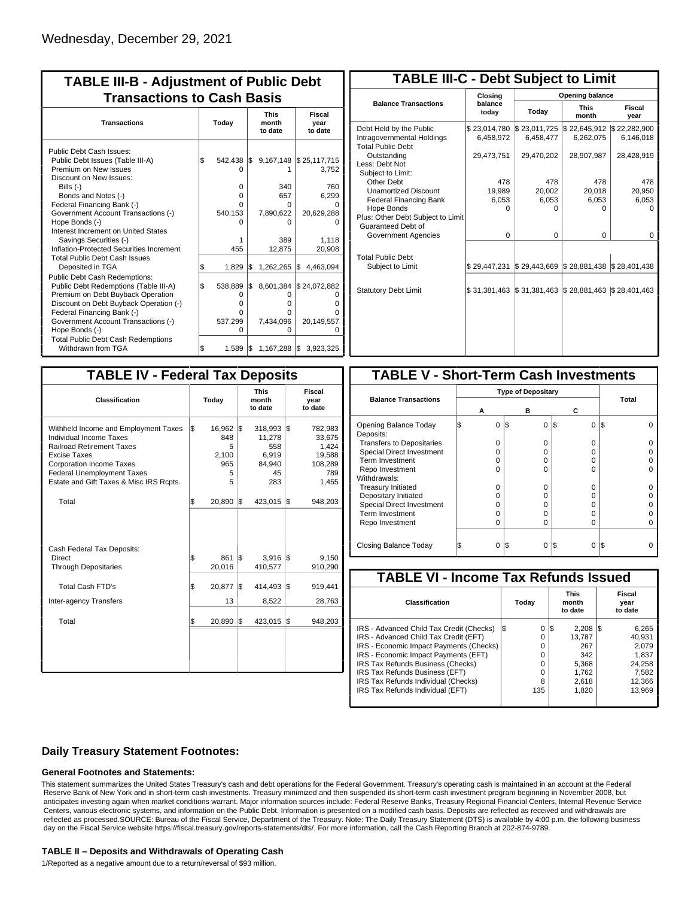Wednesday, December 29, 2021

## TABLE III-B - Adjustment of Public Debt Transactions to Cash Basis

| Transactions | Today | This month to date | Fiscal year to date |
|---|---|---|---|
| Public Debt Cash Issues: | | | |
| Public Debt Issues (Table III-A) | $ 542,438 | $ 9,167,148 | $ 25,117,715 |
| Premium on New Issues | 0 | 1 | 3,752 |
| Discount on New Issues: | | | |
| Bills (-) | 0 | 340 | 760 |
| Bonds and Notes (-) | 0 | 657 | 6,299 |
| Federal Financing Bank (-) | 0 | 0 | 0 |
| Government Account Transactions (-) | 540,153 | 7,890,622 | 20,629,288 |
| Hope Bonds (-) | 0 | 0 | 0 |
| Interest Increment on United States Savings Securities (-) | 1 | 389 | 1,118 |
| Inflation-Protected Securities Increment | 455 | 12,875 | 20,908 |
| Total Public Debt Cash Issues Deposited in TGA | $ 1,829 | $ 1,262,265 | $ 4,463,094 |
| Public Debt Cash Redemptions: | | | |
| Public Debt Redemptions (Table III-A) | $ 538,889 | $ 8,601,384 | $ 24,072,882 |
| Premium on Debt Buyback Operation | 0 | 0 | 0 |
| Discount on Debt Buyback Operation (-) | 0 | 0 | 0 |
| Federal Financing Bank (-) | 0 | 0 | 0 |
| Government Account Transactions (-) | 537,299 | 7,434,096 | 20,149,557 |
| Hope Bonds (-) | 0 | 0 | 0 |
| Total Public Debt Cash Redemptions Withdrawn from TGA | $ 1,589 | $ 1,167,288 | $ 3,923,325 |

## TABLE III-C - Debt Subject to Limit

| Balance Transactions | Closing balance today | Opening balance Today | Opening balance This month | Opening balance Fiscal year |
|---|---|---|---|---|
| Debt Held by the Public | $ 23,014,780 | $ 23,011,725 | $ 22,645,912 | $ 22,282,900 |
| Intragovernmental Holdings | 6,458,972 | 6,458,477 | 6,262,075 | 6,146,018 |
| Total Public Debt Outstanding | 29,473,751 | 29,470,202 | 28,907,987 | 28,428,919 |
| Less: Debt Not Subject to Limit: | | | | |
| Other Debt | 478 | 478 | 478 | 478 |
| Unamortized Discount | 19,989 | 20,002 | 20,018 | 20,950 |
| Federal Financing Bank | 6,053 | 6,053 | 6,053 | 6,053 |
| Hope Bonds | 0 | 0 | 0 | 0 |
| Plus: Other Debt Subject to Limit Guaranteed Debt of Government Agencies | 0 | 0 | 0 | 0 |
| Total Public Debt Subject to Limit | $ 29,447,231 | $ 29,443,669 | $ 28,881,438 | $ 28,401,438 |
| Statutory Debt Limit | $ 31,381,463 | $ 31,381,463 | $ 28,881,463 | $ 28,401,463 |

## TABLE IV - Federal Tax Deposits

| Classification | Today | This month to date | Fiscal year to date |
|---|---|---|---|
| Withheld Income and Employment Taxes | $ 16,962 | $ 318,993 | $ 782,983 |
| Individual Income Taxes | 848 | 11,278 | 33,675 |
| Railroad Retirement Taxes | 5 | 558 | 1,424 |
| Excise Taxes | 2,100 | 6,919 | 19,588 |
| Corporation Income Taxes | 965 | 84,940 | 108,289 |
| Federal Unemployment Taxes | 5 | 45 | 789 |
| Estate and Gift Taxes & Misc IRS Rcpts. | 5 | 283 | 1,455 |
| Total | $ 20,890 | $ 423,015 | $ 948,203 |
| Cash Federal Tax Deposits: | | | |
| Direct | $ 861 | $ 3,916 | $ 9,150 |
| Through Depositaries | 20,016 | 410,577 | 910,290 |
| Total Cash FTD's | $ 20,877 | $ 414,493 | $ 919,441 |
| Inter-agency Transfers | 13 | 8,522 | 28,763 |
| Total | $ 20,890 | $ 423,015 | $ 948,203 |

## TABLE V - Short-Term Cash Investments

| Balance Transactions | Type of Depositary A | Type of Depositary B | Type of Depositary C | Total |
|---|---|---|---|---|
| Opening Balance Today | $ 0 | $ 0 | $ 0 | $ 0 |
| Deposits: | | | | |
| Transfers to Depositaries | 0 | 0 | 0 | 0 |
| Special Direct Investment | 0 | 0 | 0 | 0 |
| Term Investment | 0 | 0 | 0 | 0 |
| Repo Investment | 0 | 0 | 0 | 0 |
| Withdrawals: | | | | |
| Treasury Initiated | 0 | 0 | 0 | 0 |
| Depositary Initiated | 0 | 0 | 0 | 0 |
| Special Direct Investment | 0 | 0 | 0 | 0 |
| Term Investment | 0 | 0 | 0 | 0 |
| Repo Investment | 0 | 0 | 0 | 0 |
| Closing Balance Today | $ 0 | $ 0 | $ 0 | $ 0 |

## TABLE VI - Income Tax Refunds Issued

| Classification | Today | This month to date | Fiscal year to date |
|---|---|---|---|
| IRS - Advanced Child Tax Credit (Checks) | $ 0 | $ 2,208 | $ 6,265 |
| IRS - Advanced Child Tax Credit (EFT) | 0 | 13,787 | 40,931 |
| IRS - Economic Impact Payments (Checks) | 0 | 267 | 2,079 |
| IRS - Economic Impact Payments (EFT) | 0 | 342 | 1,837 |
| IRS Tax Refunds Business (Checks) | 0 | 5,368 | 24,258 |
| IRS Tax Refunds Business (EFT) | 0 | 1,762 | 7,582 |
| IRS Tax Refunds Individual (Checks) | 8 | 2,618 | 12,366 |
| IRS Tax Refunds Individual (EFT) | 135 | 1,820 | 13,969 |

## Daily Treasury Statement Footnotes:

### General Footnotes and Statements:

This statement summarizes the United States Treasury's cash and debt operations for the Federal Government. Treasury's operating cash is maintained in an account at the Federal Reserve Bank of New York and in short-term cash investments. Treasury minimized and then suspended its short-term cash investment program beginning in November 2008, but anticipates investing again when market conditions warrant. Major information sources include: Federal Reserve Banks, Treasury Regional Financial Centers, Internal Revenue Service Centers, various electronic systems, and information on the Public Debt. Information is presented on a modified cash basis. Deposits are reflected as received and withdrawals are reflected as processed.SOURCE: Bureau of the Fiscal Service, Department of the Treasury. Note: The Daily Treasury Statement (DTS) is available by 4:00 p.m. the following business day on the Fiscal Service website https://fiscal.treasury.gov/reports-statements/dts/. For more information, call the Cash Reporting Branch at 202-874-9789.

### TABLE II – Deposits and Withdrawals of Operating Cash

1/Reported as a negative amount due to a return/reversal of $93 million.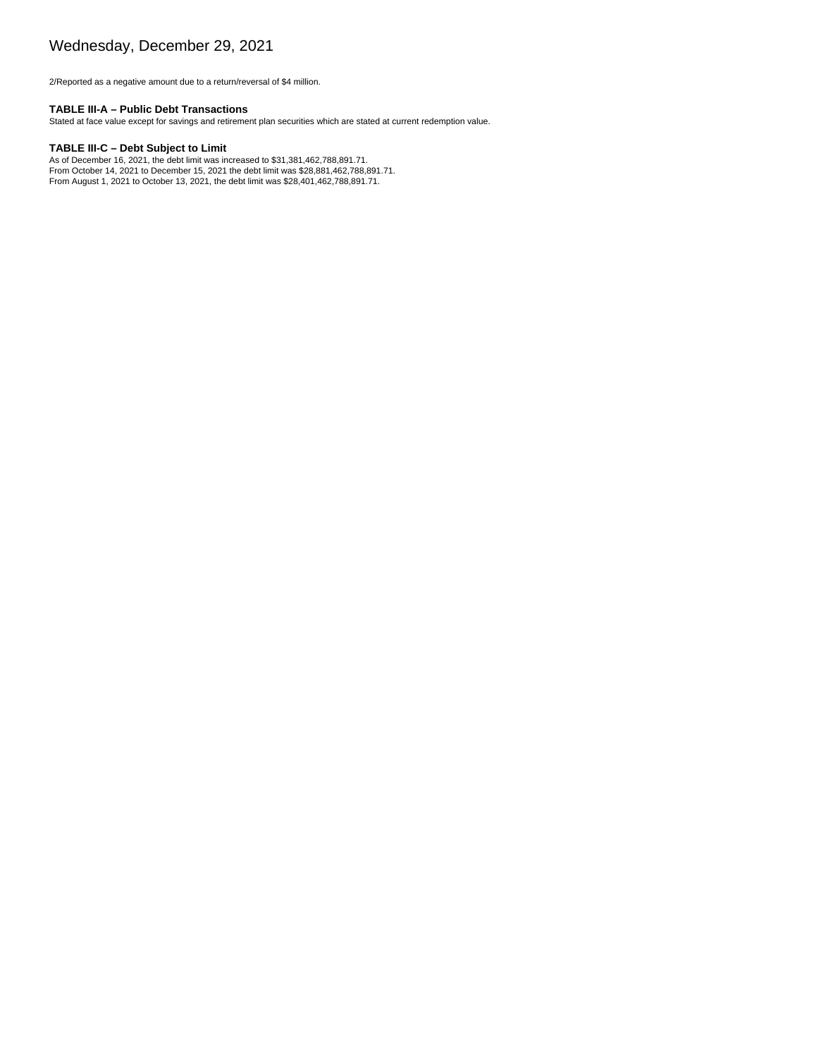Wednesday, December 29, 2021

2/Reported as a negative amount due to a return/reversal of $4 million.

**TABLE III-A – Public Debt Transactions**

Stated at face value except for savings and retirement plan securities which are stated at current redemption value.

**TABLE III-C – Debt Subject to Limit**

As of December 16, 2021, the debt limit was increased to $31,381,462,788,891.71.
From October 14, 2021 to December 15, 2021 the debt limit was $28,881,462,788,891.71.
From August 1, 2021 to October 13, 2021, the debt limit was $28,401,462,788,891.71.